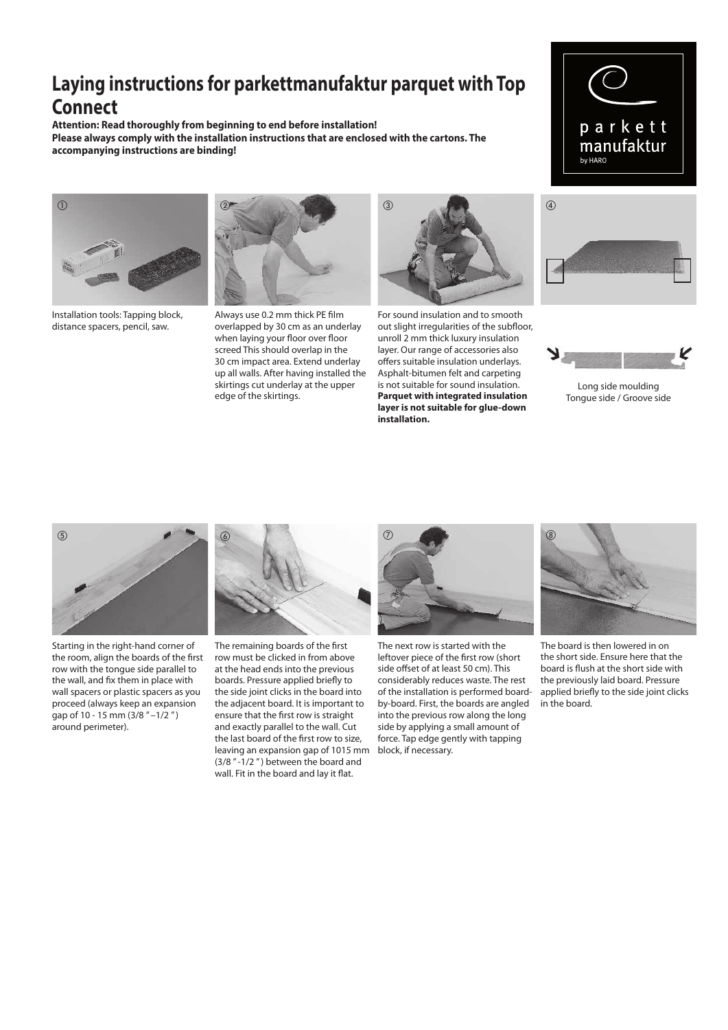# Laying instructions for parkettmanufaktur parquet with Top Connect

**Attention: Read thoroughly from beginning to end before installation!**
**Please always comply with the installation instructions that are enclosed with the cartons. The accompanying instructions are binding!**

① Installation tools: Tapping block, distance spacers, pencil, saw.

② Always use 0.2 mm thick PE film overlapped by 30 cm as an underlay when laying your floor over floor screed This should overlap in the 30 cm impact area. Extend underlay up all walls. After having installed the skirtings cut underlay at the upper edge of the skirtings.

③ For sound insulation and to smooth out slight irregularities of the subfloor, unroll 2 mm thick luxury insulation layer. Our range of accessories also offers suitable insulation underlays. Asphalt-bitumen felt and carpeting is not suitable for sound insulation. **Parquet with integrated insulation layer is not suitable for glue-down installation.**

④ Long side moulding
Tongue side / Groove side

⑤ Starting in the right-hand corner of the room, align the boards of the first row with the tongue side parallel to the wall, and fix them in place with wall spacers or plastic spacers as you proceed (always keep an expansion gap of 10 - 15 mm (3/8 "–1/2 ") around perimeter).

⑥ The remaining boards of the first row must be clicked in from above at the head ends into the previous boards. Pressure applied briefly to the side joint clicks in the board into the adjacent board. It is important to ensure that the first row is straight and exactly parallel to the wall. Cut the last board of the first row to size, leaving an expansion gap of 1015 mm (3/8 "-1/2 ") between the board and wall. Fit in the board and lay it flat.

⑦ The next row is started with the leftover piece of the first row (short side offset of at least 50 cm). This considerably reduces waste. The rest of the installation is performed board-by-board. First, the boards are angled into the previous row along the long side by applying a small amount of force. Tap edge gently with tapping block, if necessary.

⑧ The board is then lowered in on the short side. Ensure here that the board is flush at the short side with the previously laid board. Pressure applied briefly to the side joint clicks in the board.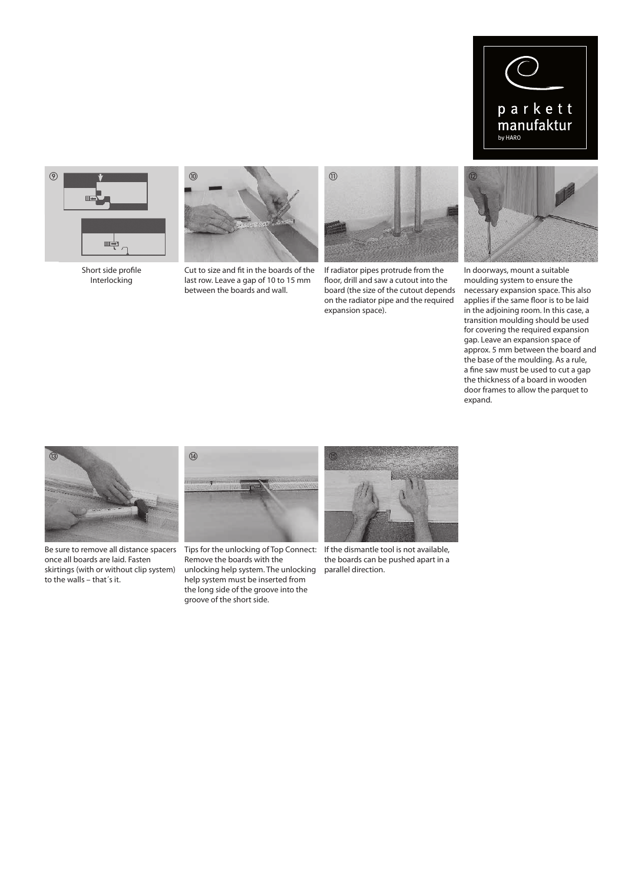parkett manufaktur by HARO

⑨

Short side profile Interlocking

⑩

Cut to size and fit in the boards of the last row. Leave a gap of 10 to 15 mm between the boards and wall.

⑪

If radiator pipes protrude from the floor, drill and saw a cutout into the board (the size of the cutout depends on the radiator pipe and the required expansion space).

⑫

In doorways, mount a suitable moulding system to ensure the necessary expansion space. This also applies if the same floor is to be laid in the adjoining room. In this case, a transition moulding should be used for covering the required expansion gap. Leave an expansion space of approx. 5 mm between the board and the base of the moulding. As a rule, a fine saw must be used to cut a gap the thickness of a board in wooden door frames to allow the parquet to expand.

⑬

Be sure to remove all distance spacers once all boards are laid. Fasten skirtings (with or without clip system) to the walls – that´s it.

⑭

Tips for the unlocking of Top Connect: Remove the boards with the unlocking help system. The unlocking help system must be inserted from the long side of the groove into the groove of the short side.

⑮

If the dismantle tool is not available, the boards can be pushed apart in a parallel direction.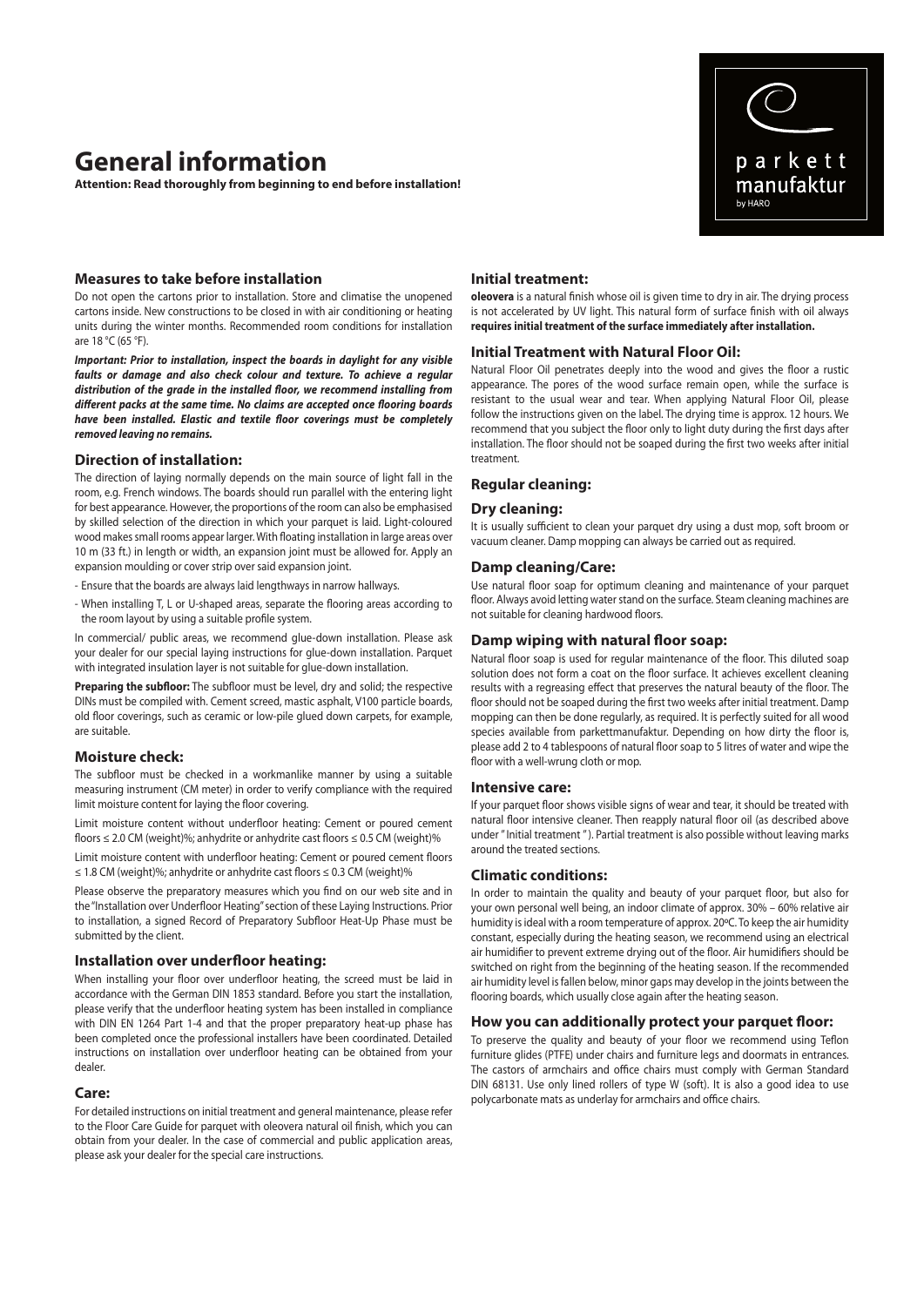# General information

**Attention: Read thoroughly from beginning to end before installation!**

parkett manufaktur by HARO

### Measures to take before installation

Do not open the cartons prior to installation. Store and climatise the unopened cartons inside. New constructions to be closed in with air conditioning or heating units during the winter months. Recommended room conditions for installation are 18 °C (65 °F).

***Important: Prior to installation, inspect the boards in daylight for any visible faults or damage and also check colour and texture. To achieve a regular distribution of the grade in the installed floor, we recommend installing from different packs at the same time. No claims are accepted once flooring boards have been installed. Elastic and textile floor coverings must be completely removed leaving no remains.***

### Direction of installation:

The direction of laying normally depends on the main source of light fall in the room, e.g. French windows. The boards should run parallel with the entering light for best appearance. However, the proportions of the room can also be emphasised by skilled selection of the direction in which your parquet is laid. Light-coloured wood makes small rooms appear larger. With floating installation in large areas over 10 m (33 ft.) in length or width, an expansion joint must be allowed for. Apply an expansion moulding or cover strip over said expansion joint.

- Ensure that the boards are always laid lengthways in narrow hallways.
- When installing T, L or U-shaped areas, separate the flooring areas according to the room layout by using a suitable profile system.

In commercial/ public areas, we recommend glue-down installation. Please ask your dealer for our special laying instructions for glue-down installation. Parquet with integrated insulation layer is not suitable for glue-down installation.

**Preparing the subfloor:** The subfloor must be level, dry and solid; the respective DINs must be compiled with. Cement screed, mastic asphalt, V100 particle boards, old floor coverings, such as ceramic or low-pile glued down carpets, for example, are suitable.

### Moisture check:

The subfloor must be checked in a workmanlike manner by using a suitable measuring instrument (CM meter) in order to verify compliance with the required limit moisture content for laying the floor covering.

Limit moisture content without underfloor heating: Cement or poured cement floors ≤ 2.0 CM (weight)%; anhydrite or anhydrite cast floors ≤ 0.5 CM (weight)%

Limit moisture content with underfloor heating: Cement or poured cement floors ≤ 1.8 CM (weight)%; anhydrite or anhydrite cast floors ≤ 0.3 CM (weight)%

Please observe the preparatory measures which you find on our web site and in the "Installation over Underfloor Heating" section of these Laying Instructions. Prior to installation, a signed Record of Preparatory Subfloor Heat-Up Phase must be submitted by the client.

### Installation over underfloor heating:

When installing your floor over underfloor heating, the screed must be laid in accordance with the German DIN 1853 standard. Before you start the installation, please verify that the underfloor heating system has been installed in compliance with DIN EN 1264 Part 1-4 and that the proper preparatory heat-up phase has been completed once the professional installers have been coordinated. Detailed instructions on installation over underfloor heating can be obtained from your dealer.

### Care:

For detailed instructions on initial treatment and general maintenance, please refer to the Floor Care Guide for parquet with oleovera natural oil finish, which you can obtain from your dealer. In the case of commercial and public application areas, please ask your dealer for the special care instructions.

### Initial treatment:

**oleovera** is a natural finish whose oil is given time to dry in air. The drying process is not accelerated by UV light. This natural form of surface finish with oil always **requires initial treatment of the surface immediately after installation.**

### Initial Treatment with Natural Floor Oil:

Natural Floor Oil penetrates deeply into the wood and gives the floor a rustic appearance. The pores of the wood surface remain open, while the surface is resistant to the usual wear and tear. When applying Natural Floor Oil, please follow the instructions given on the label. The drying time is approx. 12 hours. We recommend that you subject the floor only to light duty during the first days after installation. The floor should not be soaped during the first two weeks after initial treatment.

### Regular cleaning:

### Dry cleaning:

It is usually sufficient to clean your parquet dry using a dust mop, soft broom or vacuum cleaner. Damp mopping can always be carried out as required.

### Damp cleaning/Care:

Use natural floor soap for optimum cleaning and maintenance of your parquet floor. Always avoid letting water stand on the surface. Steam cleaning machines are not suitable for cleaning hardwood floors.

### Damp wiping with natural floor soap:

Natural floor soap is used for regular maintenance of the floor. This diluted soap solution does not form a coat on the floor surface. It achieves excellent cleaning results with a regreasing effect that preserves the natural beauty of the floor. The floor should not be soaped during the first two weeks after initial treatment. Damp mopping can then be done regularly, as required. It is perfectly suited for all wood species available from parkettmanufaktur. Depending on how dirty the floor is, please add 2 to 4 tablespoons of natural floor soap to 5 litres of water and wipe the floor with a well-wrung cloth or mop.

### Intensive care:

If your parquet floor shows visible signs of wear and tear, it should be treated with natural floor intensive cleaner. Then reapply natural floor oil (as described above under " Initial treatment " ). Partial treatment is also possible without leaving marks around the treated sections.

### Climatic conditions:

In order to maintain the quality and beauty of your parquet floor, but also for your own personal well being, an indoor climate of approx. 30% – 60% relative air humidity is ideal with a room temperature of approx. 20ºC. To keep the air humidity constant, especially during the heating season, we recommend using an electrical air humidifier to prevent extreme drying out of the floor. Air humidifiers should be switched on right from the beginning of the heating season. If the recommended air humidity level is fallen below, minor gaps may develop in the joints between the flooring boards, which usually close again after the heating season.

### How you can additionally protect your parquet floor:

To preserve the quality and beauty of your floor we recommend using Teflon furniture glides (PTFE) under chairs and furniture legs and doormats in entrances. The castors of armchairs and office chairs must comply with German Standard DIN 68131. Use only lined rollers of type W (soft). It is also a good idea to use polycarbonate mats as underlay for armchairs and office chairs.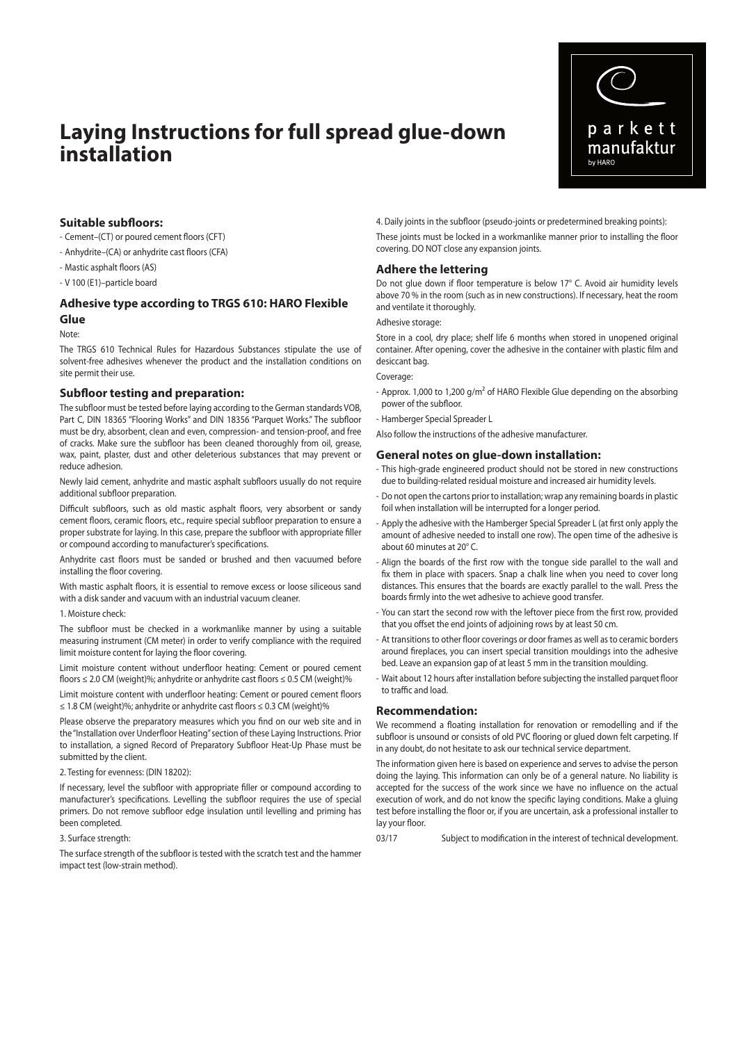# Laying Instructions for full spread glue-down installation

parkett manufaktur by HARO

### Suitable subfloors:

- Cement–(CT) or poured cement floors (CFT)
- Anhydrite–(CA) or anhydrite cast floors (CFA)
- Mastic asphalt floors (AS)
- V 100 (E1)–particle board

### Adhesive type according to TRGS 610: HARO Flexible Glue

Note:

The TRGS 610 Technical Rules for Hazardous Substances stipulate the use of solvent-free adhesives whenever the product and the installation conditions on site permit their use.

### Subfloor testing and preparation:

The subfloor must be tested before laying according to the German standards VOB, Part C, DIN 18365 "Flooring Works" and DIN 18356 "Parquet Works." The subfloor must be dry, absorbent, clean and even, compression- and tension-proof, and free of cracks. Make sure the subfloor has been cleaned thoroughly from oil, grease, wax, paint, plaster, dust and other deleterious substances that may prevent or reduce adhesion.

Newly laid cement, anhydrite and mastic asphalt subfloors usually do not require additional subfloor preparation.

Difficult subfloors, such as old mastic asphalt floors, very absorbent or sandy cement floors, ceramic floors, etc., require special subfloor preparation to ensure a proper substrate for laying. In this case, prepare the subfloor with appropriate filler or compound according to manufacturer's specifications.

Anhydrite cast floors must be sanded or brushed and then vacuumed before installing the floor covering.

With mastic asphalt floors, it is essential to remove excess or loose siliceous sand with a disk sander and vacuum with an industrial vacuum cleaner.

1. Moisture check:

The subfloor must be checked in a workmanlike manner by using a suitable measuring instrument (CM meter) in order to verify compliance with the required limit moisture content for laying the floor covering.

Limit moisture content without underfloor heating: Cement or poured cement floors ≤ 2.0 CM (weight)%; anhydrite or anhydrite cast floors ≤ 0.5 CM (weight)%

Limit moisture content with underfloor heating: Cement or poured cement floors ≤ 1.8 CM (weight)%; anhydrite or anhydrite cast floors ≤ 0.3 CM (weight)%

Please observe the preparatory measures which you find on our web site and in the "Installation over Underfloor Heating" section of these Laying Instructions. Prior to installation, a signed Record of Preparatory Subfloor Heat-Up Phase must be submitted by the client.

2. Testing for evenness: (DIN 18202):

If necessary, level the subfloor with appropriate filler or compound according to manufacturer's specifications. Levelling the subfloor requires the use of special primers. Do not remove subfloor edge insulation until levelling and priming has been completed.

3. Surface strength:

The surface strength of the subfloor is tested with the scratch test and the hammer impact test (low-strain method).

4. Daily joints in the subfloor (pseudo-joints or predetermined breaking points):

These joints must be locked in a workmanlike manner prior to installing the floor covering. DO NOT close any expansion joints.

### Adhere the lettering

Do not glue down if floor temperature is below 17° C. Avoid air humidity levels above 70 % in the room (such as in new constructions). If necessary, heat the room and ventilate it thoroughly.

Adhesive storage:

Store in a cool, dry place; shelf life 6 months when stored in unopened original container. After opening, cover the adhesive in the container with plastic film and desiccant bag.

Coverage:

- Approx. 1,000 to 1,200 g/m² of HARO Flexible Glue depending on the absorbing power of the subfloor.
- Hamberger Special Spreader L

Also follow the instructions of the adhesive manufacturer.

### General notes on glue-down installation:

- This high-grade engineered product should not be stored in new constructions due to building-related residual moisture and increased air humidity levels.
- Do not open the cartons prior to installation; wrap any remaining boards in plastic foil when installation will be interrupted for a longer period.
- Apply the adhesive with the Hamberger Special Spreader L (at first only apply the amount of adhesive needed to install one row). The open time of the adhesive is about 60 minutes at 20° C.
- Align the boards of the first row with the tongue side parallel to the wall and fix them in place with spacers. Snap a chalk line when you need to cover long distances. This ensures that the boards are exactly parallel to the wall. Press the boards firmly into the wet adhesive to achieve good transfer.
- You can start the second row with the leftover piece from the first row, provided that you offset the end joints of adjoining rows by at least 50 cm.
- At transitions to other floor coverings or door frames as well as to ceramic borders around fireplaces, you can insert special transition mouldings into the adhesive bed. Leave an expansion gap of at least 5 mm in the transition moulding.
- Wait about 12 hours after installation before subjecting the installed parquet floor to traffic and load.

### Recommendation:

We recommend a floating installation for renovation or remodelling and if the subfloor is unsound or consists of old PVC flooring or glued down felt carpeting. If in any doubt, do not hesitate to ask our technical service department.

The information given here is based on experience and serves to advise the person doing the laying. This information can only be of a general nature. No liability is accepted for the success of the work since we have no influence on the actual execution of work, and do not know the specific laying conditions. Make a gluing test before installing the floor or, if you are uncertain, ask a professional installer to lay your floor.

03/17 Subject to modification in the interest of technical development.